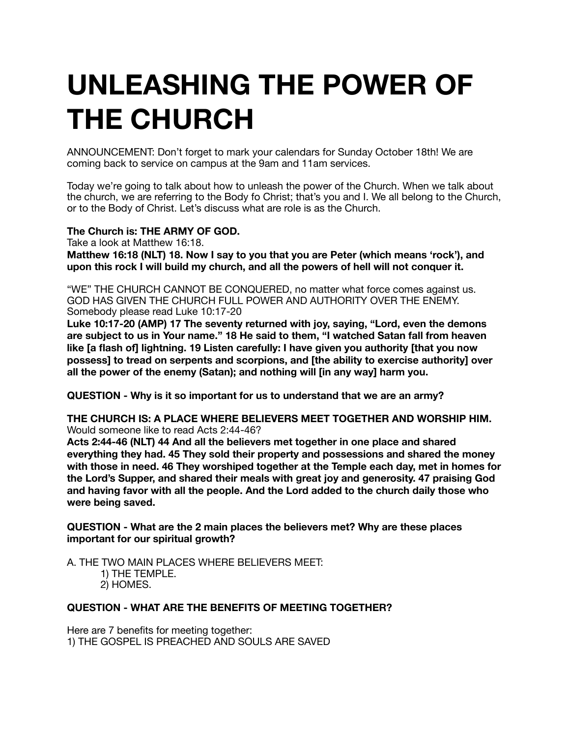# UNLEASHING THE POWER OF THE CHURCH

ANNOUNCEMENT: Don't forget to mark your calendars for Sunday October 18th! We are coming back to service on campus at the 9am and 11am services.

Today we're going to talk about how to unleash the power of the Church. When we talk about the church, we are referring to the Body fo Christ; that's you and I. We all belong to the Church, or to the Body of Christ. Let's discuss what are role is as the Church.

**The Church is: THE ARMY OF GOD.**
Take a look at Matthew 16:18.
**Matthew 16:18 (NLT) 18. Now I say to you that you are Peter (which means 'rock'), and upon this rock I will build my church, and all the powers of hell will not conquer it.**

"WE" THE CHURCH CANNOT BE CONQUERED, no matter what force comes against us. GOD HAS GIVEN THE CHURCH FULL POWER AND AUTHORITY OVER THE ENEMY. Somebody please read Luke 10:17-20
**Luke 10:17-20 (AMP) 17 The seventy returned with joy, saying, "Lord, even the demons are subject to us in Your name." 18 He said to them, "I watched Satan fall from heaven like [a flash of] lightning. 19 Listen carefully: I have given you authority [that you now possess] to tread on serpents and scorpions, and [the ability to exercise authority] over all the power of the enemy (Satan); and nothing will [in any way] harm you.**

**QUESTION - Why is it so important for us to understand that we are an army?**

**THE CHURCH IS: A PLACE WHERE BELIEVERS MEET TOGETHER AND WORSHIP HIM.**
Would someone like to read Acts 2:44-46?
**Acts 2:44-46 (NLT) 44 And all the believers met together in one place and shared everything they had. 45 They sold their property and possessions and shared the money with those in need. 46 They worshiped together at the Temple each day, met in homes for the Lord's Supper, and shared their meals with great joy and generosity. 47 praising God and having favor with all the people. And the Lord added to the church daily those who were being saved.**

**QUESTION - What are the 2 main places the believers met? Why are these places important for our spiritual growth?**

A. THE TWO MAIN PLACES WHERE BELIEVERS MEET:
1) THE TEMPLE.
2) HOMES.

**QUESTION - WHAT ARE THE BENEFITS OF MEETING TOGETHER?**

Here are 7 benefits for meeting together:
1) THE GOSPEL IS PREACHED AND SOULS ARE SAVED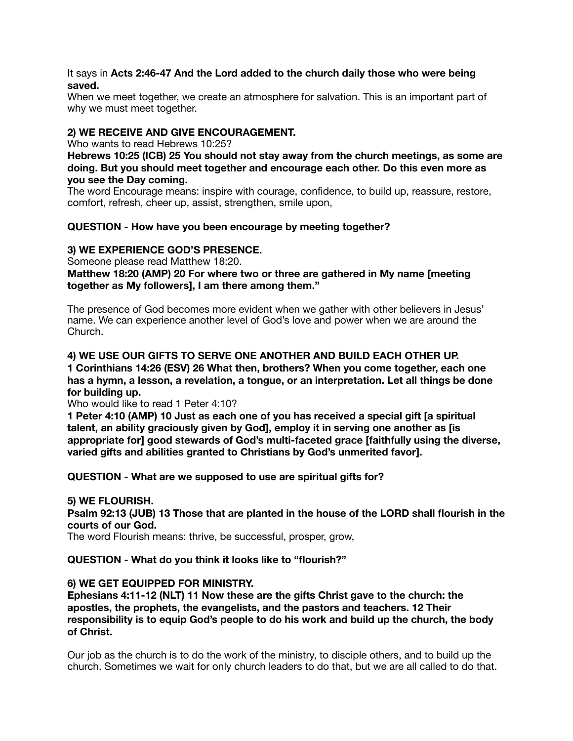It says in **Acts 2:46-47 And the Lord added to the church daily those who were being saved.**
When we meet together, we create an atmosphere for salvation. This is an important part of why we must meet together.

**2) WE RECEIVE AND GIVE ENCOURAGEMENT.**
Who wants to read Hebrews 10:25?
**Hebrews 10:25 (ICB) 25 You should not stay away from the church meetings, as some are doing. But you should meet together and encourage each other. Do this even more as you see the Day coming.**
The word Encourage means: inspire with courage, confidence, to build up, reassure, restore, comfort, refresh, cheer up, assist, strengthen, smile upon,

**QUESTION - How have you been encourage by meeting together?**

**3) WE EXPERIENCE GOD'S PRESENCE.**
Someone please read Matthew 18:20.
**Matthew 18:20 (AMP) 20 For where two or three are gathered in My name [meeting together as My followers], I am there among them."**

The presence of God becomes more evident when we gather with other believers in Jesus' name. We can experience another level of God's love and power when we are around the Church.

**4) WE USE OUR GIFTS TO SERVE ONE ANOTHER AND BUILD EACH OTHER UP.**
**1 Corinthians 14:26 (ESV) 26 What then, brothers? When you come together, each one has a hymn, a lesson, a revelation, a tongue, or an interpretation. Let all things be done for building up.**
Who would like to read 1 Peter 4:10?
**1 Peter 4:10 (AMP) 10 Just as each one of you has received a special gift [a spiritual talent, an ability graciously given by God], employ it in serving one another as [is appropriate for] good stewards of God's multi-faceted grace [faithfully using the diverse, varied gifts and abilities granted to Christians by God's unmerited favor].**

**QUESTION - What are we supposed to use are spiritual gifts for?**

**5) WE FLOURISH.**
**Psalm 92:13 (JUB) 13 Those that are planted in the house of the LORD shall flourish in the courts of our God.**
The word Flourish means: thrive, be successful, prosper, grow,

**QUESTION - What do you think it looks like to "flourish?"**

**6) WE GET EQUIPPED FOR MINISTRY.**
**Ephesians 4:11-12 (NLT) 11 Now these are the gifts Christ gave to the church: the apostles, the prophets, the evangelists, and the pastors and teachers. 12 Their responsibility is to equip God's people to do his work and build up the church, the body of Christ.**

Our job as the church is to do the work of the ministry, to disciple others, and to build up the church. Sometimes we wait for only church leaders to do that, but we are all called to do that.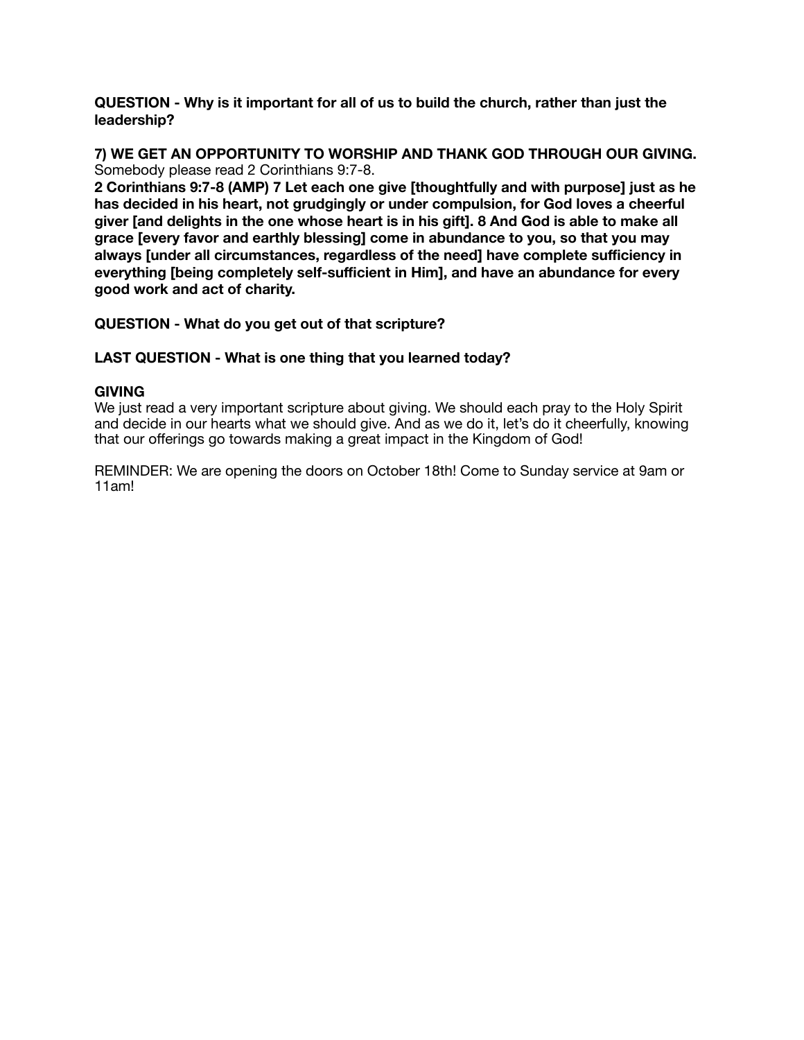**QUESTION - Why is it important for all of us to build the church, rather than just the leadership?**

**7) WE GET AN OPPORTUNITY TO WORSHIP AND THANK GOD THROUGH OUR GIVING.**
Somebody please read 2 Corinthians 9:7-8.

**2 Corinthians 9:7-8 (AMP) 7 Let each one give [thoughtfully and with purpose] just as he has decided in his heart, not grudgingly or under compulsion, for God loves a cheerful giver [and delights in the one whose heart is in his gift]. 8 And God is able to make all grace [every favor and earthly blessing] come in abundance to you, so that you may always [under all circumstances, regardless of the need] have complete sufficiency in everything [being completely self-sufficient in Him], and have an abundance for every good work and act of charity.**

**QUESTION - What do you get out of that scripture?**

**LAST QUESTION - What is one thing that you learned today?**

**GIVING**
We just read a very important scripture about giving. We should each pray to the Holy Spirit and decide in our hearts what we should give. And as we do it, let's do it cheerfully, knowing that our offerings go towards making a great impact in the Kingdom of God!

REMINDER: We are opening the doors on October 18th! Come to Sunday service at 9am or 11am!